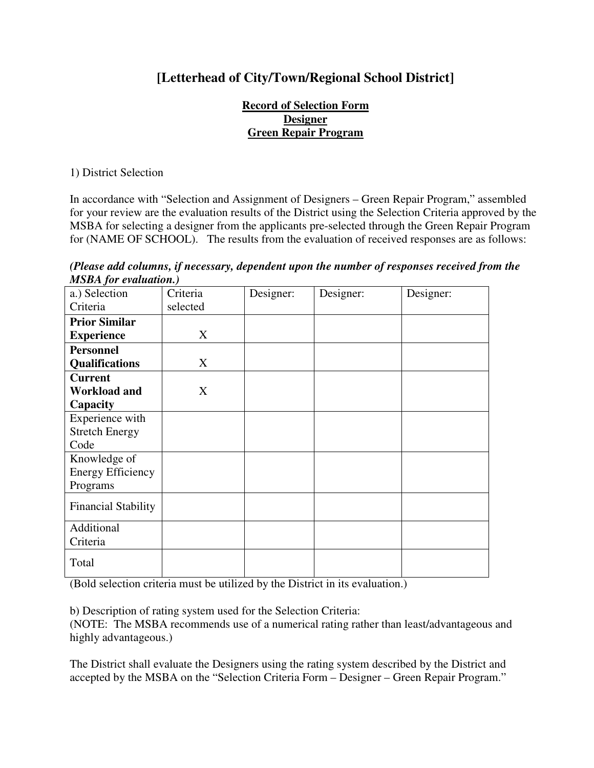# [Letterhead of City/Town/Regional School District]

**Record of Selection Form**
**Designer**
**Green Repair Program**

1) District Selection

In accordance with "Selection and Assignment of Designers – Green Repair Program," assembled for your review are the evaluation results of the District using the Selection Criteria approved by the MSBA for selecting a designer from the applicants pre-selected through the Green Repair Program for (NAME OF SCHOOL). The results from the evaluation of received responses are as follows:

***(Please add columns, if necessary, dependent upon the number of responses received from the MSBA for evaluation.)***

| a.) Selection Criteria | Criteria selected | Designer: | Designer: | Designer: |
|---|---|---|---|---|
| **Prior Similar Experience** | X | | | |
| **Personnel Qualifications** | X | | | |
| **Current Workload and Capacity** | X | | | |
| Experience with Stretch Energy Code | | | | |
| Knowledge of Energy Efficiency Programs | | | | |
| Financial Stability | | | | |
| Additional Criteria | | | | |
| Total | | | | |

(Bold selection criteria must be utilized by the District in its evaluation.)

b) Description of rating system used for the Selection Criteria:
(NOTE: The MSBA recommends use of a numerical rating rather than least/advantageous and highly advantageous.)

The District shall evaluate the Designers using the rating system described by the District and accepted by the MSBA on the "Selection Criteria Form – Designer – Green Repair Program."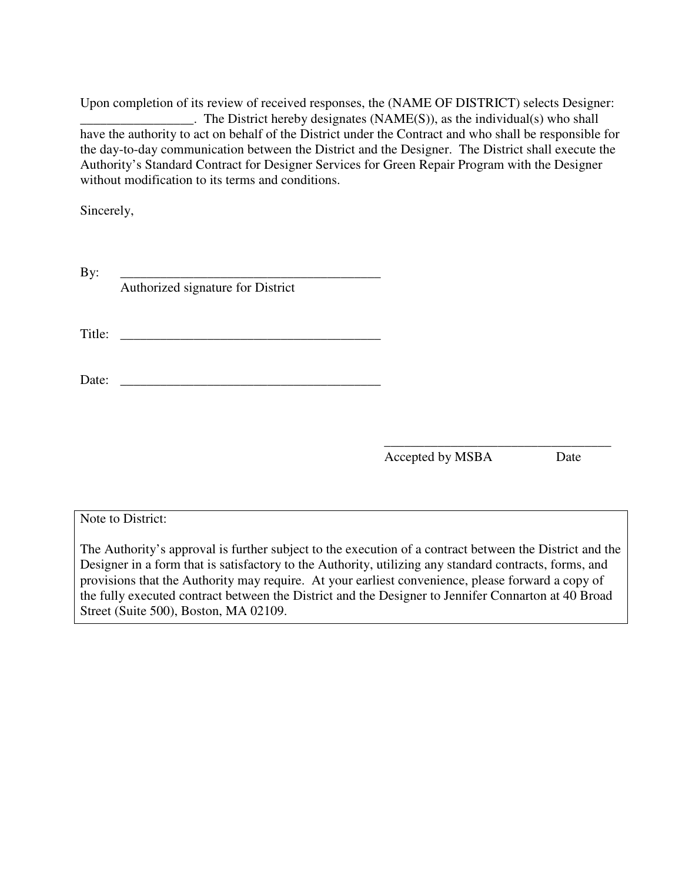Upon completion of its review of received responses, the (NAME OF DISTRICT) selects Designer: _________________. The District hereby designates (NAME(S)), as the individual(s) who shall have the authority to act on behalf of the District under the Contract and who shall be responsible for the day-to-day communication between the District and the Designer. The District shall execute the Authority's Standard Contract for Designer Services for Green Repair Program with the Designer without modification to its terms and conditions.

Sincerely,

By: ________________________________________
Authorized signature for District

Title: ________________________________________

Date: ________________________________________

___________________________________
Accepted by MSBA Date

> Note to District:
>
> The Authority's approval is further subject to the execution of a contract between the District and the Designer in a form that is satisfactory to the Authority, utilizing any standard contracts, forms, and provisions that the Authority may require. At your earliest convenience, please forward a copy of the fully executed contract between the District and the Designer to Jennifer Connarton at 40 Broad Street (Suite 500), Boston, MA 02109.